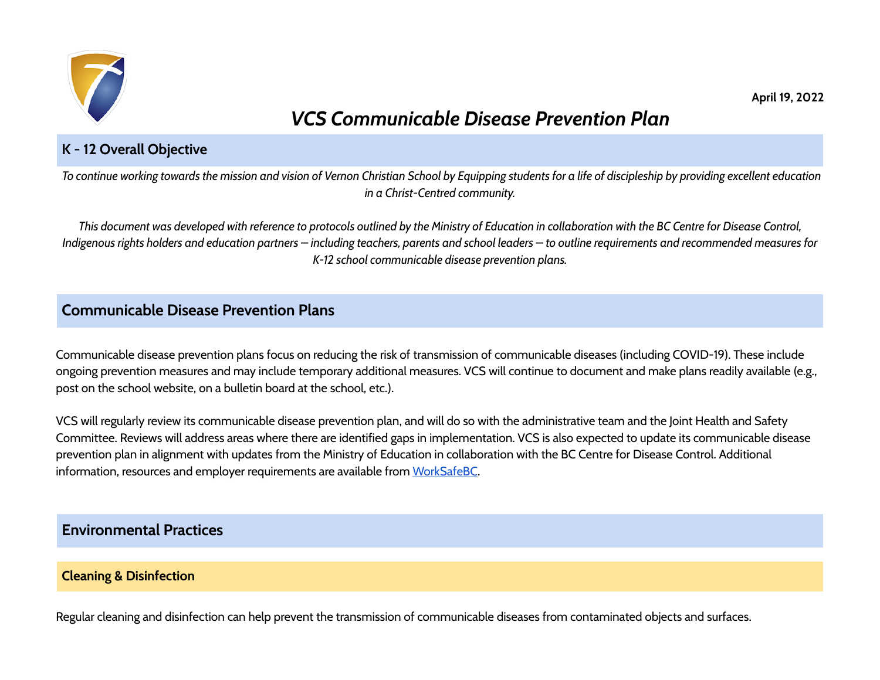April 19, 2022

# *VCS Communicable Disease Prevention Plan*

## K - 12 Overall Objective

*To continue working towards the mission and vision of Vernon Christian School by Equipping students for a life of discipleship by providing excellent education in a Christ-Centred community.*

*This document was developed with reference to protocols outlined by the Ministry of Education in collaboration with the BC Centre for Disease Control, Indigenous rights holders and education partners — including teachers, parents and school leaders — to outline requirements and recommended measures for K-12 school communicable disease prevention plans.*

## Communicable Disease Prevention Plans

Communicable disease prevention plans focus on reducing the risk of transmission of communicable diseases (including COVID-19). These include ongoing prevention measures and may include temporary additional measures. VCS will continue to document and make plans readily available (e.g., post on the school website, on a bulletin board at the school, etc.).

VCS will regularly review its communicable disease prevention plan, and will do so with the administrative team and the Joint Health and Safety Committee. Reviews will address areas where there are identified gaps in implementation. VCS is also expected to update its communicable disease prevention plan in alignment with updates from the Ministry of Education in collaboration with the BC Centre for Disease Control. Additional information, resources and employer requirements are available from WorkSafeBC.

## Environmental Practices

### Cleaning & Disinfection

Regular cleaning and disinfection can help prevent the transmission of communicable diseases from contaminated objects and surfaces.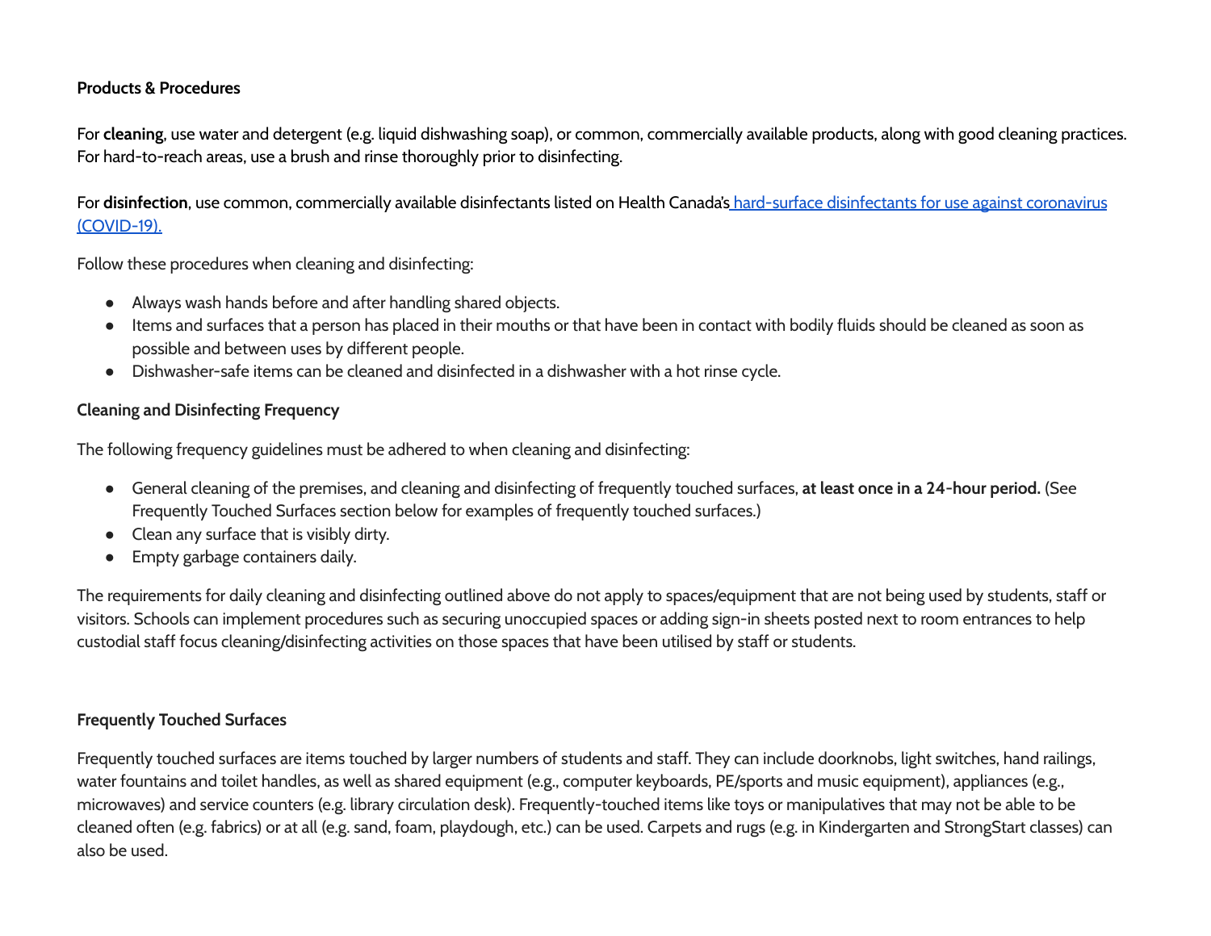**Products & Procedures**

For **cleaning**, use water and detergent (e.g. liquid dishwashing soap), or common, commercially available products, along with good cleaning practices. For hard-to-reach areas, use a brush and rinse thoroughly prior to disinfecting.

For **disinfection**, use common, commercially available disinfectants listed on Health Canada's [hard-surface disinfectants for use against coronavirus (COVID-19).]()

Follow these procedures when cleaning and disinfecting:

- Always wash hands before and after handling shared objects.
- Items and surfaces that a person has placed in their mouths or that have been in contact with bodily fluids should be cleaned as soon as possible and between uses by different people.
- Dishwasher-safe items can be cleaned and disinfected in a dishwasher with a hot rinse cycle.

**Cleaning and Disinfecting Frequency**

The following frequency guidelines must be adhered to when cleaning and disinfecting:

- General cleaning of the premises, and cleaning and disinfecting of frequently touched surfaces, **at least once in a 24-hour period.** (See Frequently Touched Surfaces section below for examples of frequently touched surfaces.)
- Clean any surface that is visibly dirty.
- Empty garbage containers daily.

The requirements for daily cleaning and disinfecting outlined above do not apply to spaces/equipment that are not being used by students, staff or visitors. Schools can implement procedures such as securing unoccupied spaces or adding sign-in sheets posted next to room entrances to help custodial staff focus cleaning/disinfecting activities on those spaces that have been utilised by staff or students.

**Frequently Touched Surfaces**

Frequently touched surfaces are items touched by larger numbers of students and staff. They can include doorknobs, light switches, hand railings, water fountains and toilet handles, as well as shared equipment (e.g., computer keyboards, PE/sports and music equipment), appliances (e.g., microwaves) and service counters (e.g. library circulation desk). Frequently-touched items like toys or manipulatives that may not be able to be cleaned often (e.g. fabrics) or at all (e.g. sand, foam, playdough, etc.) can be used. Carpets and rugs (e.g. in Kindergarten and StrongStart classes) can also be used.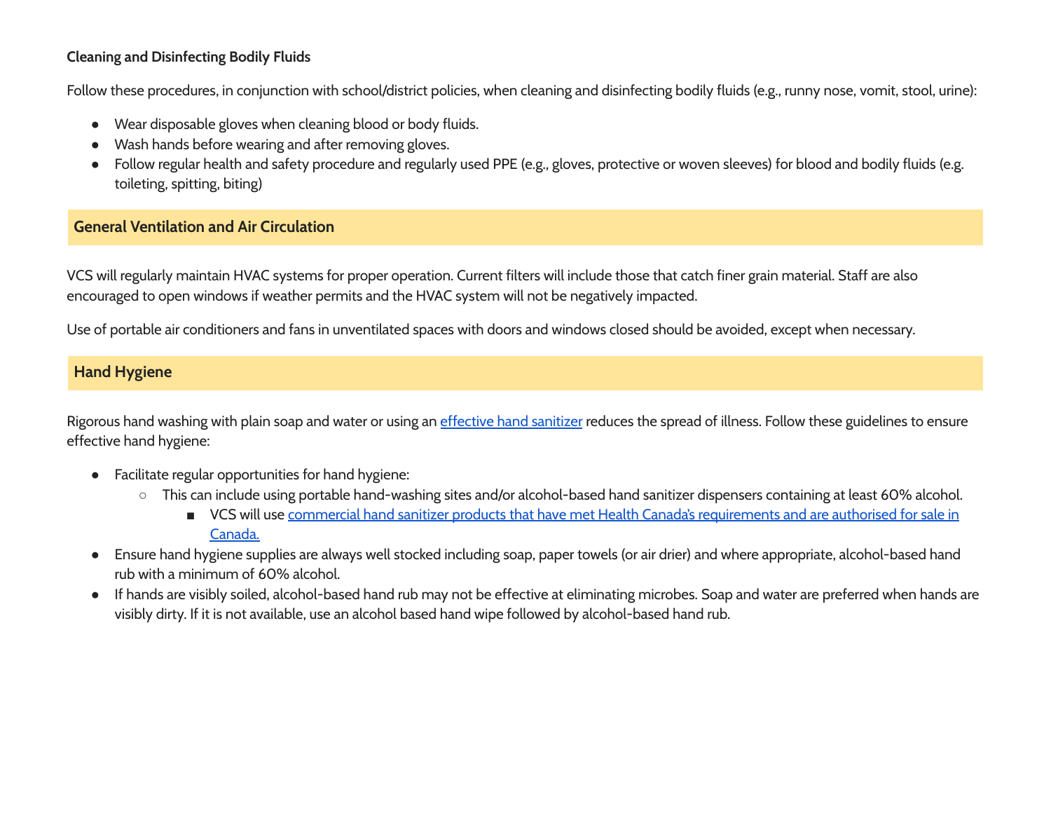**Cleaning and Disinfecting Bodily Fluids**

Follow these procedures, in conjunction with school/district policies, when cleaning and disinfecting bodily fluids (e.g., runny nose, vomit, stool, urine):

- Wear disposable gloves when cleaning blood or body fluids.
- Wash hands before wearing and after removing gloves.
- Follow regular health and safety procedure and regularly used PPE (e.g., gloves, protective or woven sleeves) for blood and bodily fluids (e.g. toileting, spitting, biting)

## General Ventilation and Air Circulation

VCS will regularly maintain HVAC systems for proper operation. Current filters will include those that catch finer grain material. Staff are also encouraged to open windows if weather permits and the HVAC system will not be negatively impacted.

Use of portable air conditioners and fans in unventilated spaces with doors and windows closed should be avoided, except when necessary.

## Hand Hygiene

Rigorous hand washing with plain soap and water or using an effective hand sanitizer reduces the spread of illness. Follow these guidelines to ensure effective hand hygiene:

- Facilitate regular opportunities for hand hygiene:
  - This can include using portable hand-washing sites and/or alcohol-based hand sanitizer dispensers containing at least 60% alcohol.
    - VCS will use commercial hand sanitizer products that have met Health Canada's requirements and are authorised for sale in Canada.
- Ensure hand hygiene supplies are always well stocked including soap, paper towels (or air drier) and where appropriate, alcohol-based hand rub with a minimum of 60% alcohol.
- If hands are visibly soiled, alcohol-based hand rub may not be effective at eliminating microbes. Soap and water are preferred when hands are visibly dirty. If it is not available, use an alcohol based hand wipe followed by alcohol-based hand rub.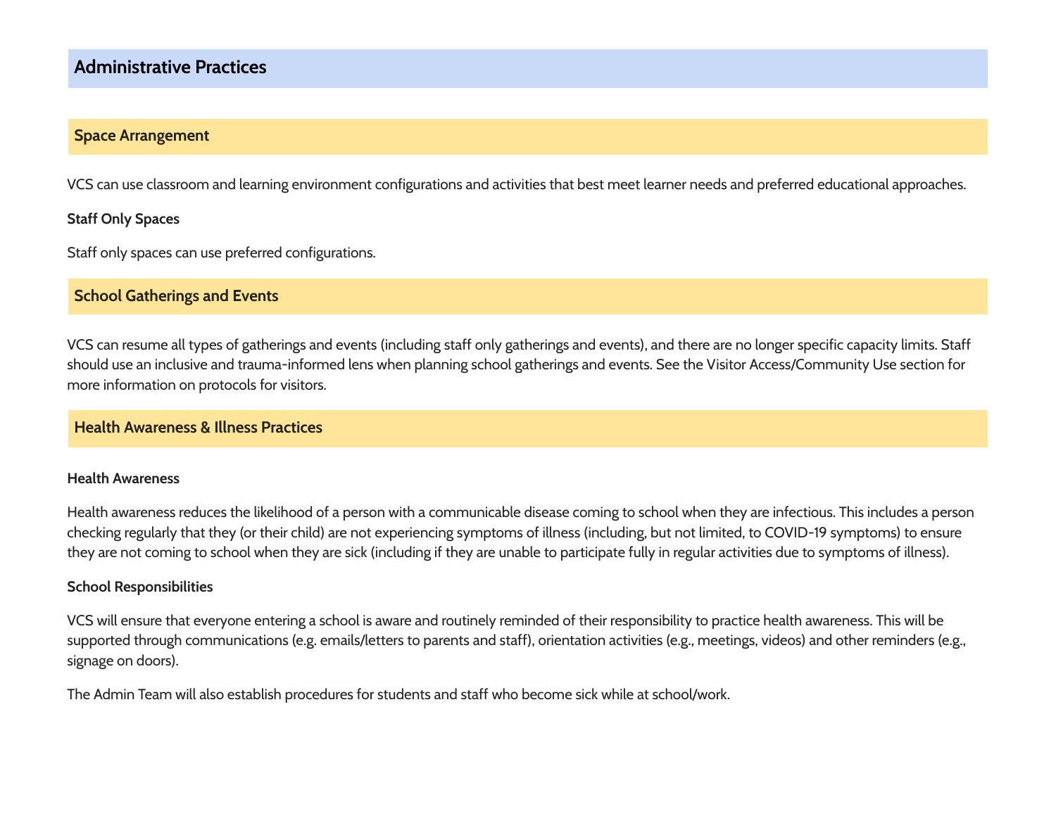# Administrative Practices

## Space Arrangement

VCS can use classroom and learning environment configurations and activities that best meet learner needs and preferred educational approaches.

### Staff Only Spaces

Staff only spaces can use preferred configurations.

## School Gatherings and Events

VCS can resume all types of gatherings and events (including staff only gatherings and events), and there are no longer specific capacity limits. Staff should use an inclusive and trauma-informed lens when planning school gatherings and events. See the Visitor Access/Community Use section for more information on protocols for visitors.

## Health Awareness & Illness Practices

### Health Awareness

Health awareness reduces the likelihood of a person with a communicable disease coming to school when they are infectious. This includes a person checking regularly that they (or their child) are not experiencing symptoms of illness (including, but not limited, to COVID-19 symptoms) to ensure they are not coming to school when they are sick (including if they are unable to participate fully in regular activities due to symptoms of illness).

### School Responsibilities

VCS will ensure that everyone entering a school is aware and routinely reminded of their responsibility to practice health awareness. This will be supported through communications (e.g. emails/letters to parents and staff), orientation activities (e.g., meetings, videos) and other reminders (e.g., signage on doors).

The Admin Team will also establish procedures for students and staff who become sick while at school/work.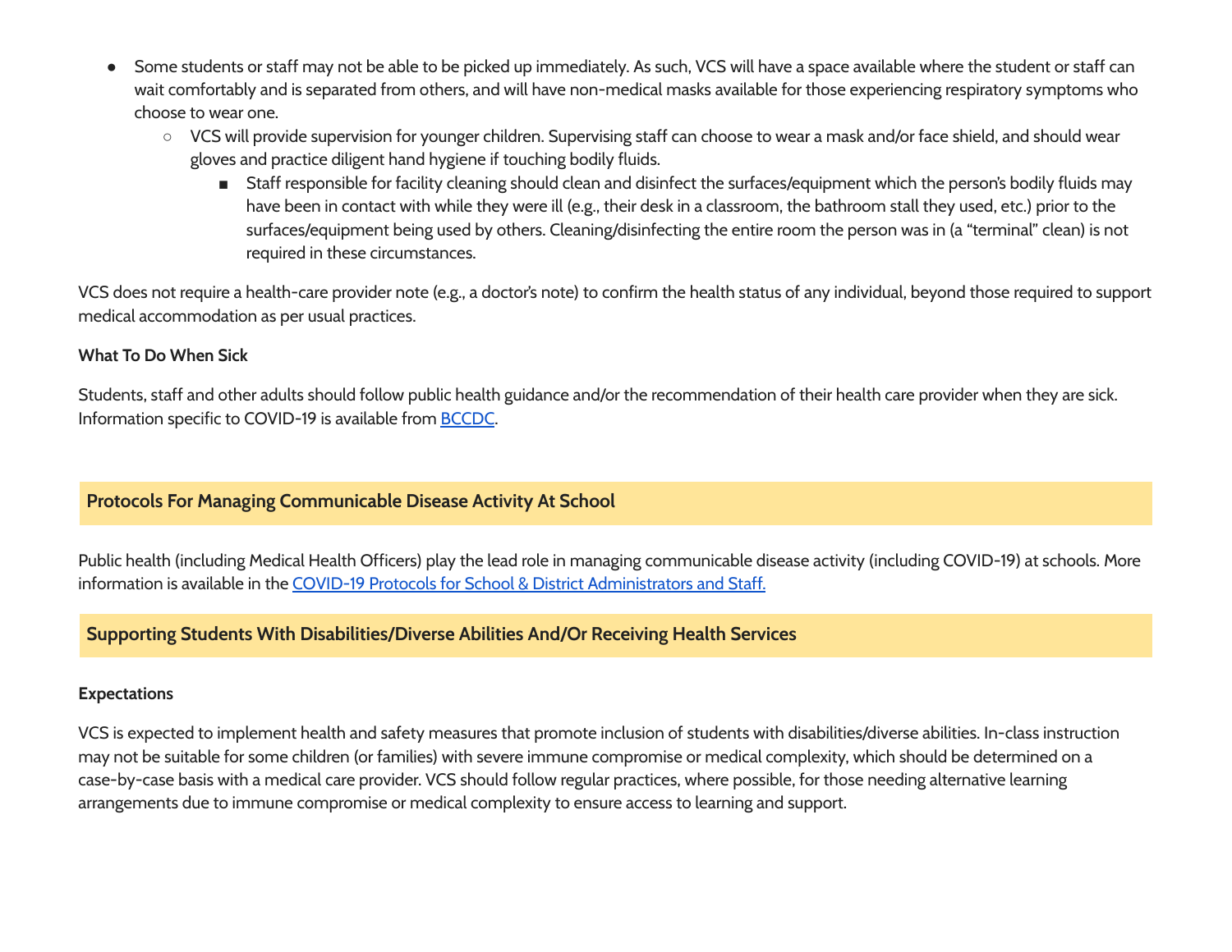- Some students or staff may not be able to be picked up immediately. As such, VCS will have a space available where the student or staff can wait comfortably and is separated from others, and will have non-medical masks available for those experiencing respiratory symptoms who choose to wear one.
  - VCS will provide supervision for younger children. Supervising staff can choose to wear a mask and/or face shield, and should wear gloves and practice diligent hand hygiene if touching bodily fluids.
    - Staff responsible for facility cleaning should clean and disinfect the surfaces/equipment which the person's bodily fluids may have been in contact with while they were ill (e.g., their desk in a classroom, the bathroom stall they used, etc.) prior to the surfaces/equipment being used by others. Cleaning/disinfecting the entire room the person was in (a "terminal" clean) is not required in these circumstances.

VCS does not require a health-care provider note (e.g., a doctor's note) to confirm the health status of any individual, beyond those required to support medical accommodation as per usual practices.

**What To Do When Sick**

Students, staff and other adults should follow public health guidance and/or the recommendation of their health care provider when they are sick. Information specific to COVID-19 is available from [BCCDC](BCCDC).

## Protocols For Managing Communicable Disease Activity At School

Public health (including Medical Health Officers) play the lead role in managing communicable disease activity (including COVID-19) at schools. More information is available in the [COVID-19 Protocols for School & District Administrators and Staff.](COVID-19 Protocols for School & District Administrators and Staff.)

## Supporting Students With Disabilities/Diverse Abilities And/Or Receiving Health Services

**Expectations**

VCS is expected to implement health and safety measures that promote inclusion of students with disabilities/diverse abilities. In-class instruction may not be suitable for some children (or families) with severe immune compromise or medical complexity, which should be determined on a case-by-case basis with a medical care provider. VCS should follow regular practices, where possible, for those needing alternative learning arrangements due to immune compromise or medical complexity to ensure access to learning and support.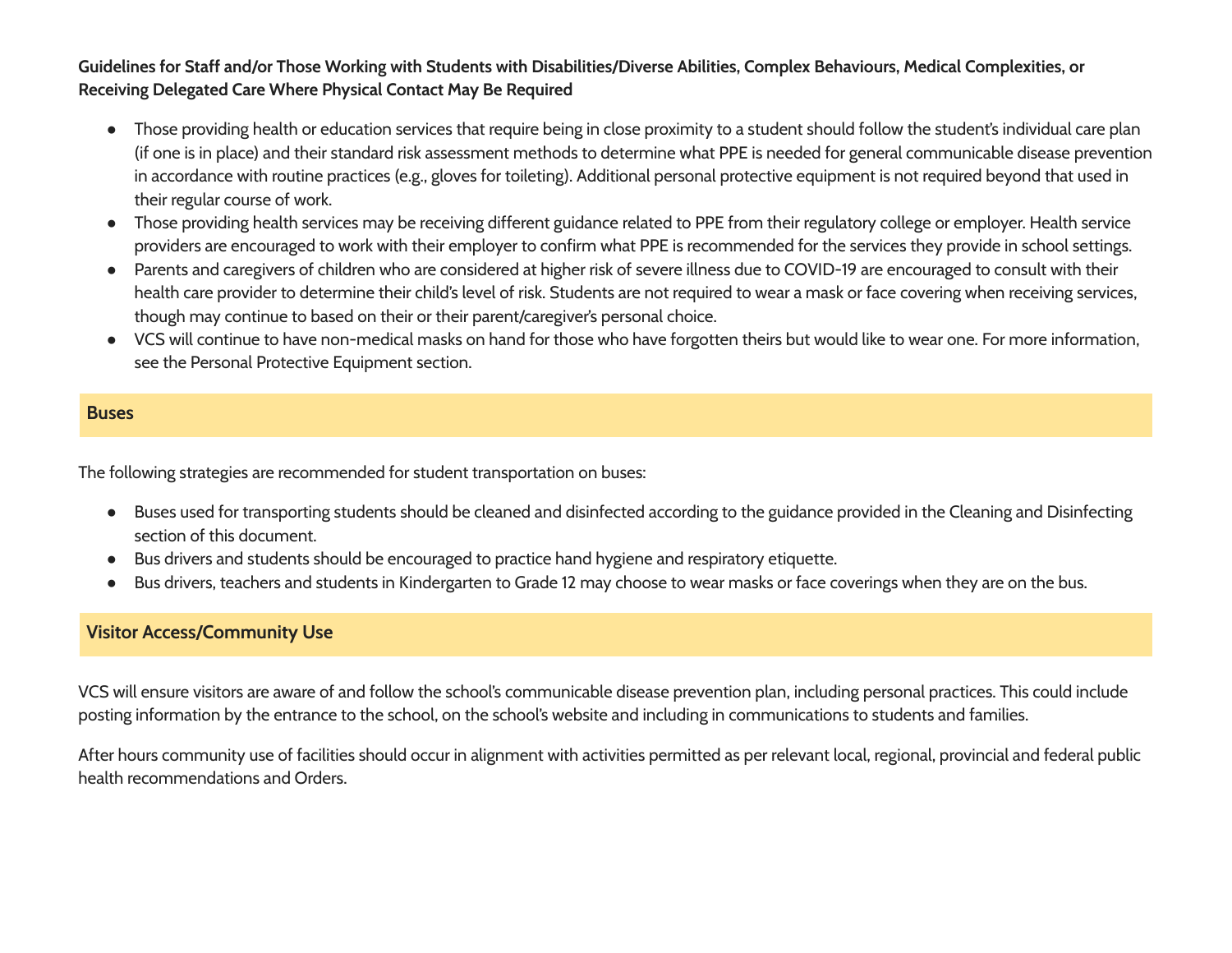**Guidelines for Staff and/or Those Working with Students with Disabilities/Diverse Abilities, Complex Behaviours, Medical Complexities, or Receiving Delegated Care Where Physical Contact May Be Required**

- Those providing health or education services that require being in close proximity to a student should follow the student's individual care plan (if one is in place) and their standard risk assessment methods to determine what PPE is needed for general communicable disease prevention in accordance with routine practices (e.g., gloves for toileting). Additional personal protective equipment is not required beyond that used in their regular course of work.
- Those providing health services may be receiving different guidance related to PPE from their regulatory college or employer. Health service providers are encouraged to work with their employer to confirm what PPE is recommended for the services they provide in school settings.
- Parents and caregivers of children who are considered at higher risk of severe illness due to COVID-19 are encouraged to consult with their health care provider to determine their child's level of risk. Students are not required to wear a mask or face covering when receiving services, though may continue to based on their or their parent/caregiver's personal choice.
- VCS will continue to have non-medical masks on hand for those who have forgotten theirs but would like to wear one. For more information, see the Personal Protective Equipment section.

## Buses

The following strategies are recommended for student transportation on buses:

- Buses used for transporting students should be cleaned and disinfected according to the guidance provided in the Cleaning and Disinfecting section of this document.
- Bus drivers and students should be encouraged to practice hand hygiene and respiratory etiquette.
- Bus drivers, teachers and students in Kindergarten to Grade 12 may choose to wear masks or face coverings when they are on the bus.

## Visitor Access/Community Use

VCS will ensure visitors are aware of and follow the school's communicable disease prevention plan, including personal practices. This could include posting information by the entrance to the school, on the school's website and including in communications to students and families.

After hours community use of facilities should occur in alignment with activities permitted as per relevant local, regional, provincial and federal public health recommendations and Orders.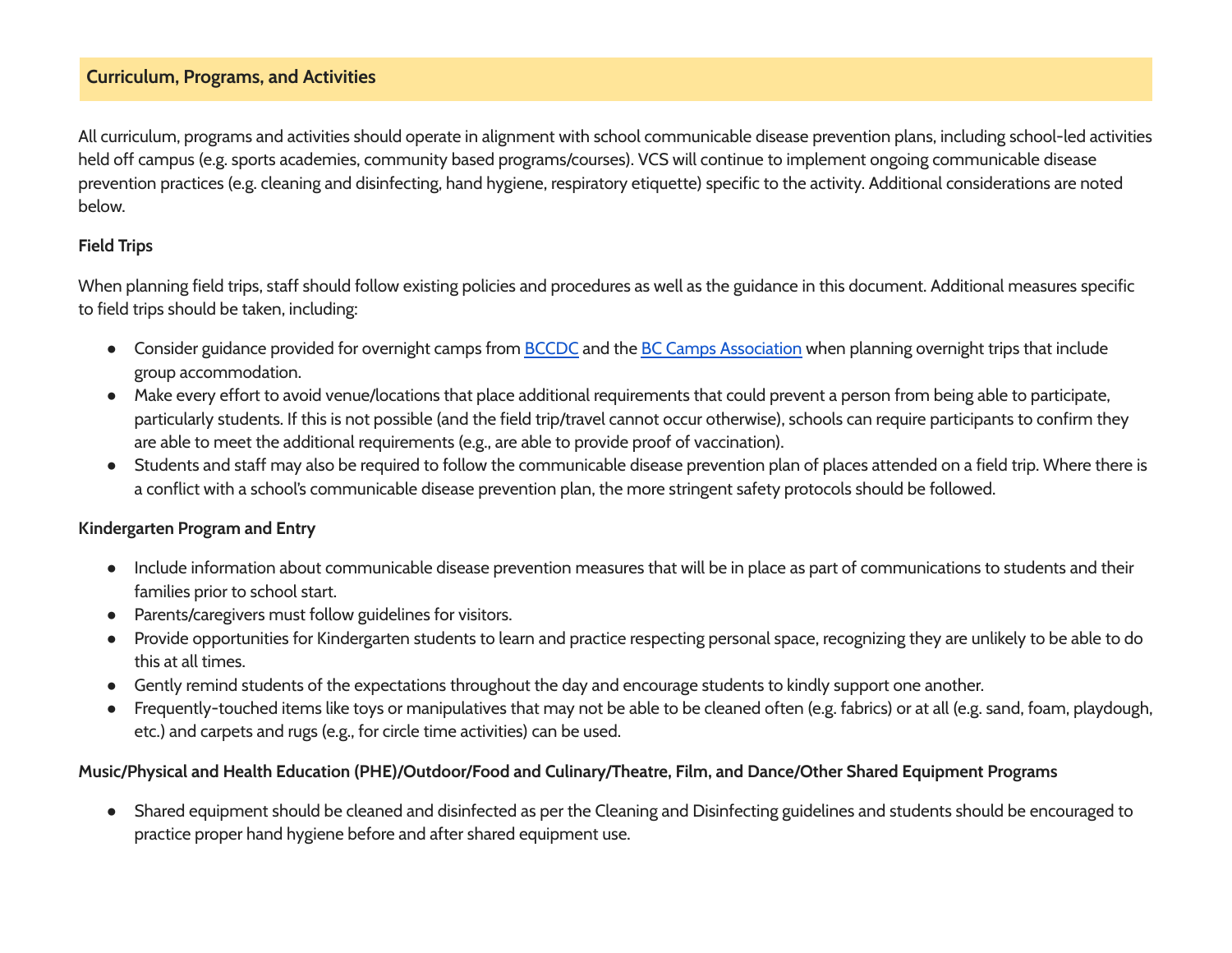## Curriculum, Programs, and Activities

All curriculum, programs and activities should operate in alignment with school communicable disease prevention plans, including school-led activities held off campus (e.g. sports academies, community based programs/courses). VCS will continue to implement ongoing communicable disease prevention practices (e.g. cleaning and disinfecting, hand hygiene, respiratory etiquette) specific to the activity. Additional considerations are noted below.

### Field Trips

When planning field trips, staff should follow existing policies and procedures as well as the guidance in this document. Additional measures specific to field trips should be taken, including:

- Consider guidance provided for overnight camps from BCCDC and the BC Camps Association when planning overnight trips that include group accommodation.
- Make every effort to avoid venue/locations that place additional requirements that could prevent a person from being able to participate, particularly students. If this is not possible (and the field trip/travel cannot occur otherwise), schools can require participants to confirm they are able to meet the additional requirements (e.g., are able to provide proof of vaccination).
- Students and staff may also be required to follow the communicable disease prevention plan of places attended on a field trip. Where there is a conflict with a school's communicable disease prevention plan, the more stringent safety protocols should be followed.

### Kindergarten Program and Entry

- Include information about communicable disease prevention measures that will be in place as part of communications to students and their families prior to school start.
- Parents/caregivers must follow guidelines for visitors.
- Provide opportunities for Kindergarten students to learn and practice respecting personal space, recognizing they are unlikely to be able to do this at all times.
- Gently remind students of the expectations throughout the day and encourage students to kindly support one another.
- Frequently-touched items like toys or manipulatives that may not be able to be cleaned often (e.g. fabrics) or at all (e.g. sand, foam, playdough, etc.) and carpets and rugs (e.g., for circle time activities) can be used.

### Music/Physical and Health Education (PHE)/Outdoor/Food and Culinary/Theatre, Film, and Dance/Other Shared Equipment Programs

- Shared equipment should be cleaned and disinfected as per the Cleaning and Disinfecting guidelines and students should be encouraged to practice proper hand hygiene before and after shared equipment use.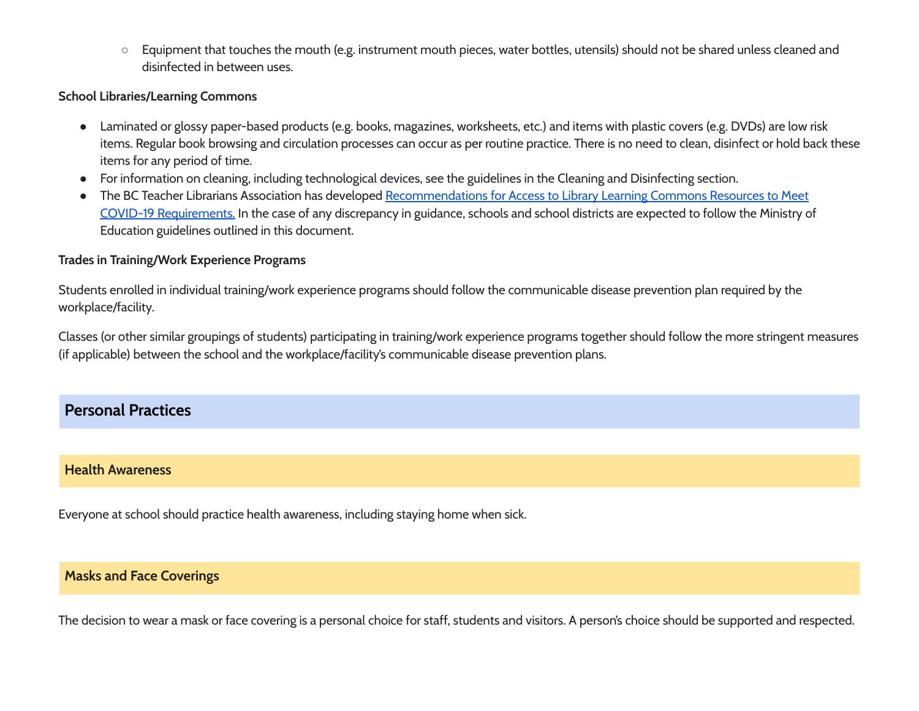- Equipment that touches the mouth (e.g. instrument mouth pieces, water bottles, utensils) should not be shared unless cleaned and disinfected in between uses.

**School Libraries/Learning Commons**

- Laminated or glossy paper-based products (e.g. books, magazines, worksheets, etc.) and items with plastic covers (e.g. DVDs) are low risk items. Regular book browsing and circulation processes can occur as per routine practice. There is no need to clean, disinfect or hold back these items for any period of time.
- For information on cleaning, including technological devices, see the guidelines in the Cleaning and Disinfecting section.
- The BC Teacher Librarians Association has developed Recommendations for Access to Library Learning Commons Resources to Meet COVID-19 Requirements. In the case of any discrepancy in guidance, schools and school districts are expected to follow the Ministry of Education guidelines outlined in this document.

**Trades in Training/Work Experience Programs**

Students enrolled in individual training/work experience programs should follow the communicable disease prevention plan required by the workplace/facility.

Classes (or other similar groupings of students) participating in training/work experience programs together should follow the more stringent measures (if applicable) between the school and the workplace/facility's communicable disease prevention plans.

## Personal Practices

### Health Awareness

Everyone at school should practice health awareness, including staying home when sick.

### Masks and Face Coverings

The decision to wear a mask or face covering is a personal choice for staff, students and visitors. A person's choice should be supported and respected.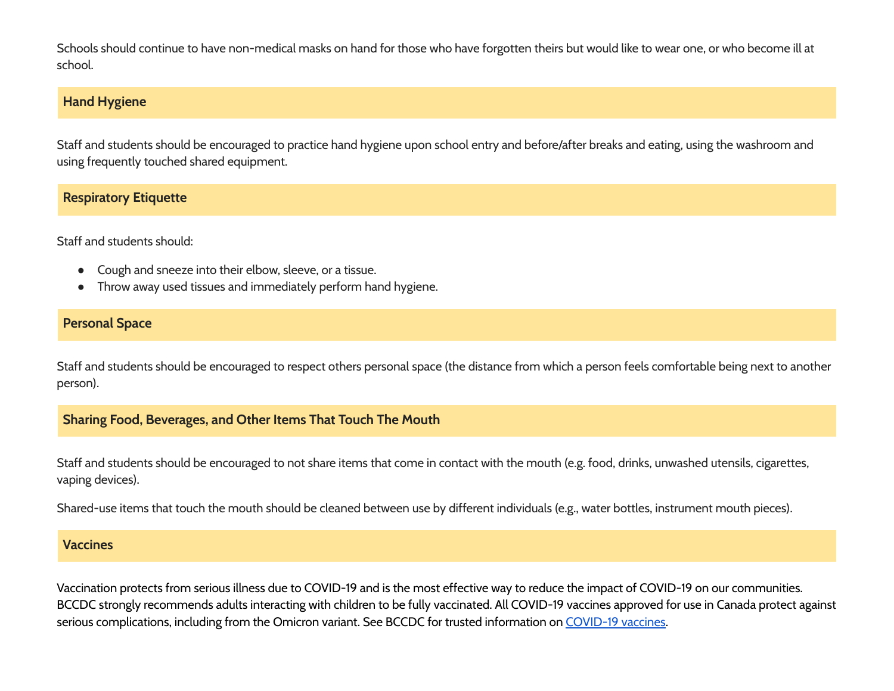Schools should continue to have non-medical masks on hand for those who have forgotten theirs but would like to wear one, or who become ill at school.

## Hand Hygiene

Staff and students should be encouraged to practice hand hygiene upon school entry and before/after breaks and eating, using the washroom and using frequently touched shared equipment.

## Respiratory Etiquette

Staff and students should:

- Cough and sneeze into their elbow, sleeve, or a tissue.
- Throw away used tissues and immediately perform hand hygiene.

## Personal Space

Staff and students should be encouraged to respect others personal space (the distance from which a person feels comfortable being next to another person).

## Sharing Food, Beverages, and Other Items That Touch The Mouth

Staff and students should be encouraged to not share items that come in contact with the mouth (e.g. food, drinks, unwashed utensils, cigarettes, vaping devices).

Shared-use items that touch the mouth should be cleaned between use by different individuals (e.g., water bottles, instrument mouth pieces).

## Vaccines

Vaccination protects from serious illness due to COVID-19 and is the most effective way to reduce the impact of COVID-19 on our communities. BCCDC strongly recommends adults interacting with children to be fully vaccinated. All COVID-19 vaccines approved for use in Canada protect against serious complications, including from the Omicron variant. See BCCDC for trusted information on [COVID-19 vaccines](#).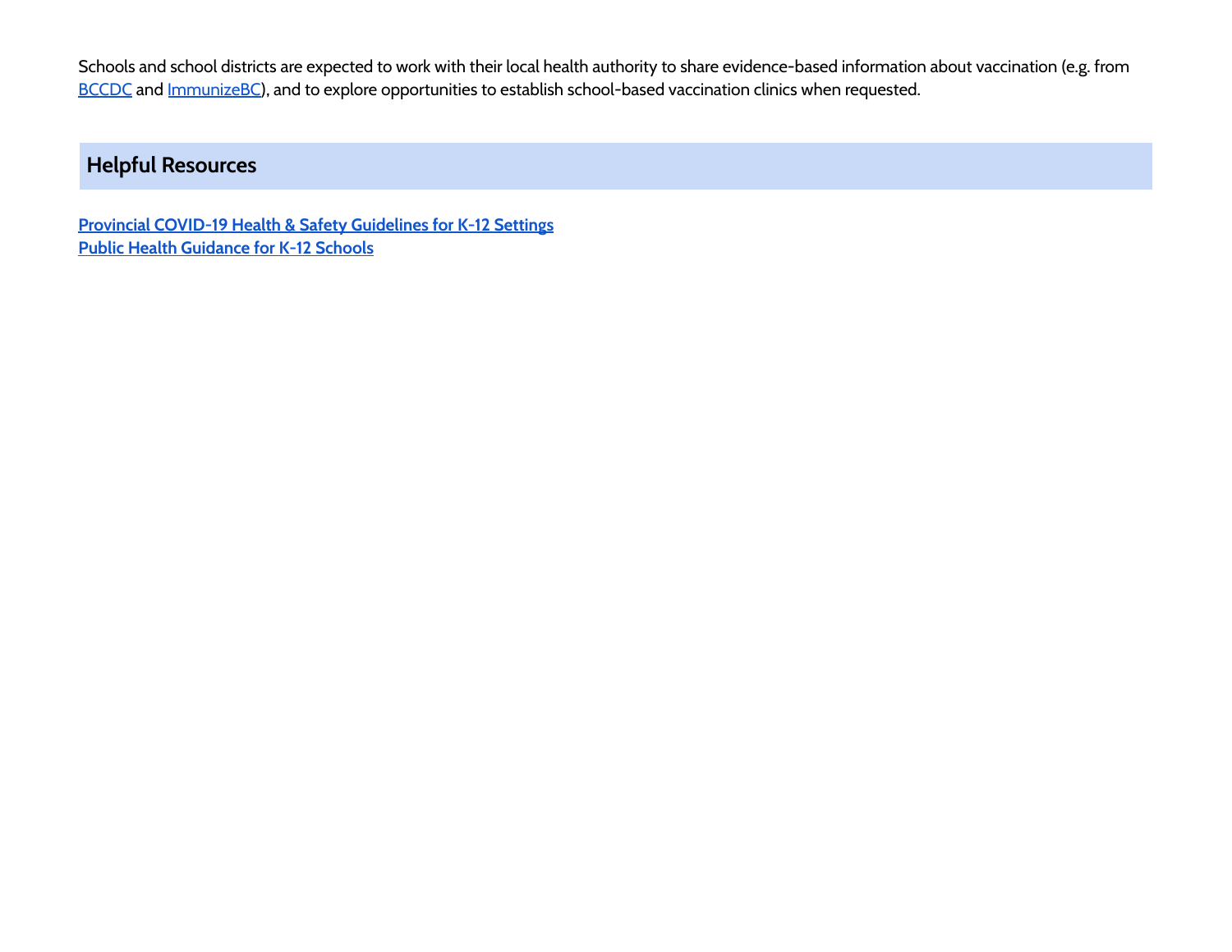Schools and school districts are expected to work with their local health authority to share evidence-based information about vaccination (e.g. from BCCDC and ImmunizeBC), and to explore opportunities to establish school-based vaccination clinics when requested.

## Helpful Resources

**Provincial COVID-19 Health & Safety Guidelines for K-12 Settings**
**Public Health Guidance for K-12 Schools**